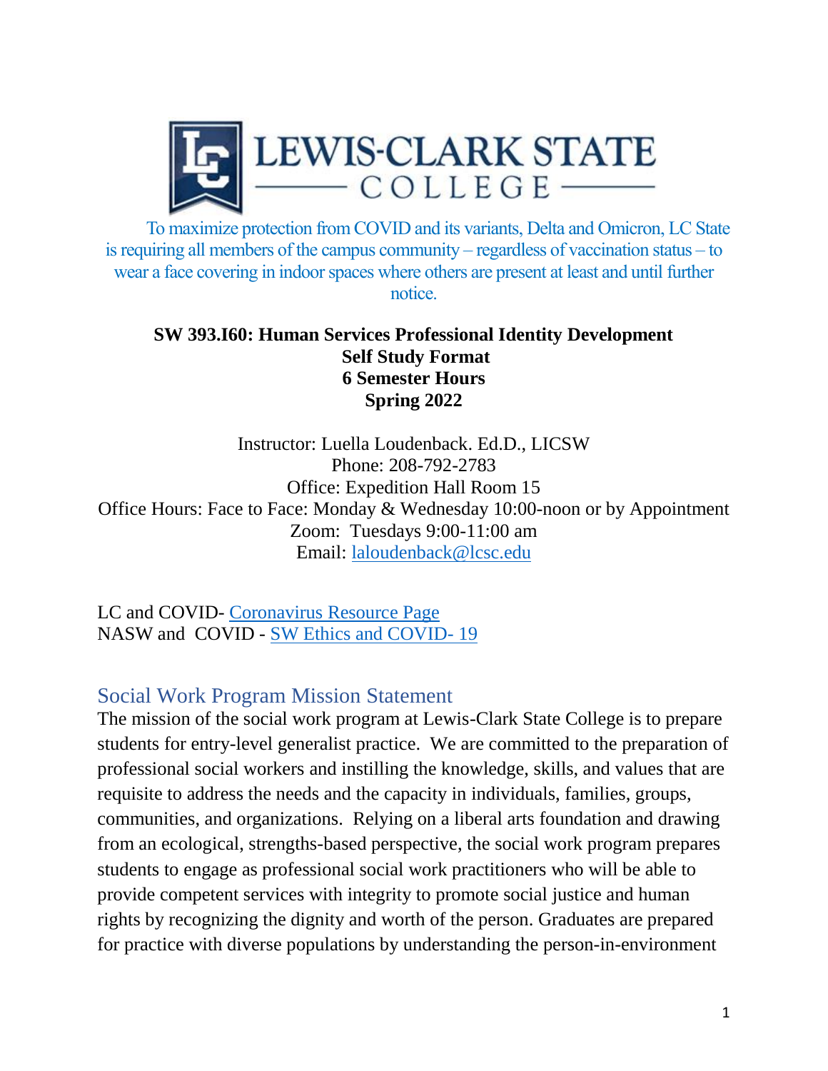LEWIS-CLARK STATE COLLEGE

To maximize protection from COVID and its variants, Delta and Omicron, LC State is requiring all members of the campus community – regardless of vaccination status – to wear a face covering in indoor spaces where others are present at least and until further notice.

**SW 393.I60: Human Services Professional Identity Development**
**Self Study Format**
**6 Semester Hours**
**Spring 2022**

Instructor: Luella Loudenback. Ed.D., LICSW
Phone: 208-792-2783
Office: Expedition Hall Room 15
Office Hours: Face to Face: Monday & Wednesday 10:00-noon or by Appointment
Zoom: Tuesdays 9:00-11:00 am
Email: [laloudenback@lcsc.edu](mailto:laloudenback@lcsc.edu)

LC and COVID- Coronavirus Resource Page
NASW and COVID - SW Ethics and COVID- 19

## Social Work Program Mission Statement

The mission of the social work program at Lewis-Clark State College is to prepare students for entry-level generalist practice. We are committed to the preparation of professional social workers and instilling the knowledge, skills, and values that are requisite to address the needs and the capacity in individuals, families, groups, communities, and organizations. Relying on a liberal arts foundation and drawing from an ecological, strengths-based perspective, the social work program prepares students to engage as professional social work practitioners who will be able to provide competent services with integrity to promote social justice and human rights by recognizing the dignity and worth of the person. Graduates are prepared for practice with diverse populations by understanding the person-in-environment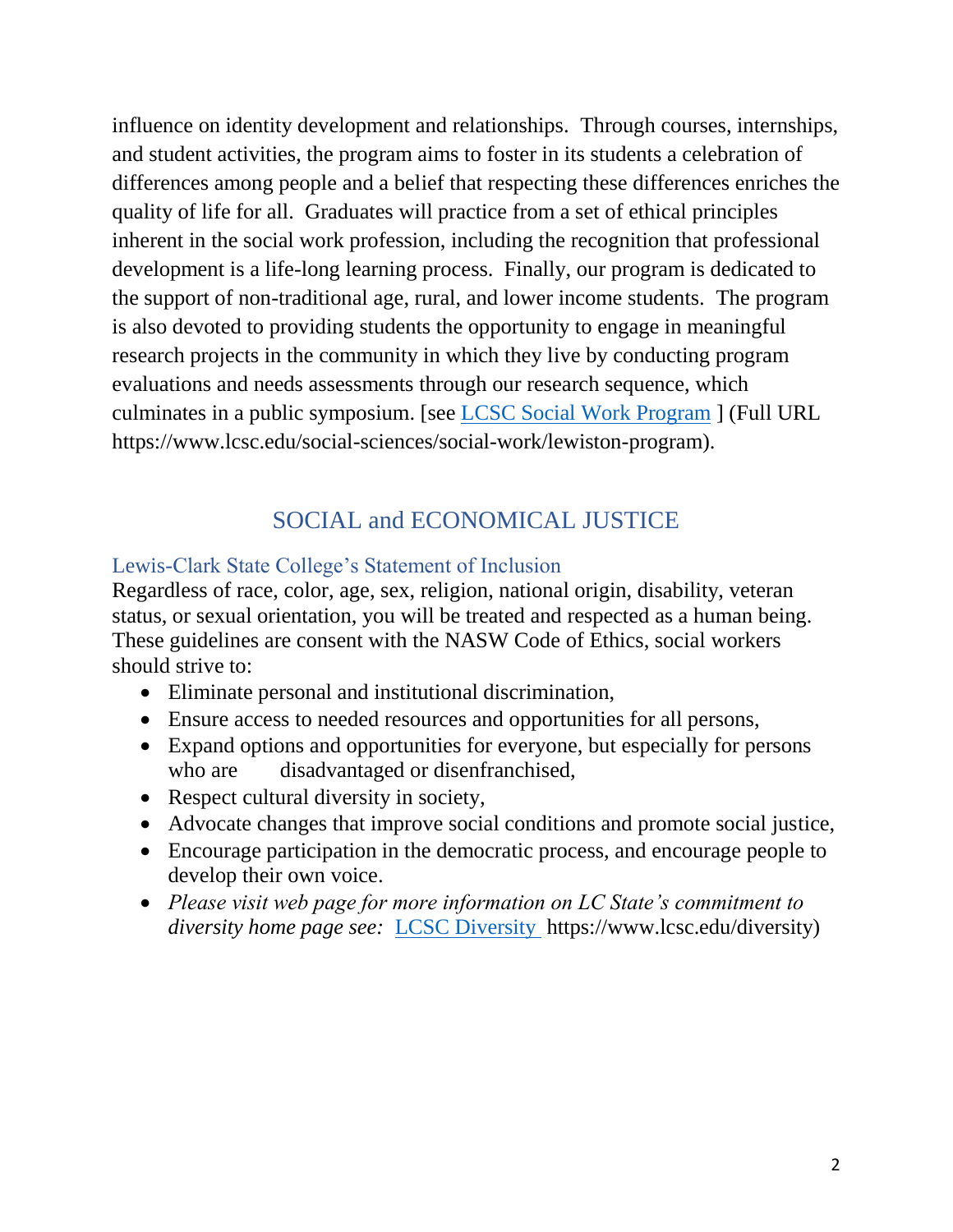influence on identity development and relationships. Through courses, internships, and student activities, the program aims to foster in its students a celebration of differences among people and a belief that respecting these differences enriches the quality of life for all. Graduates will practice from a set of ethical principles inherent in the social work profession, including the recognition that professional development is a life-long learning process. Finally, our program is dedicated to the support of non-traditional age, rural, and lower income students. The program is also devoted to providing students the opportunity to engage in meaningful research projects in the community in which they live by conducting program evaluations and needs assessments through our research sequence, which culminates in a public symposium. [see [LCSC Social Work Program](https://www.lcsc.edu/social-sciences/social-work/lewiston-program) ] (Full URL https://www.lcsc.edu/social-sciences/social-work/lewiston-program).

## SOCIAL and ECONOMICAL JUSTICE

### Lewis-Clark State College's Statement of Inclusion

Regardless of race, color, age, sex, religion, national origin, disability, veteran status, or sexual orientation, you will be treated and respected as a human being. These guidelines are consent with the NASW Code of Ethics, social workers should strive to:

- Eliminate personal and institutional discrimination,
- Ensure access to needed resources and opportunities for all persons,
- Expand options and opportunities for everyone, but especially for persons who are disadvantaged or disenfranchised,
- Respect cultural diversity in society,
- Advocate changes that improve social conditions and promote social justice,
- Encourage participation in the democratic process, and encourage people to develop their own voice.
- *Please visit web page for more information on LC State's commitment to diversity home page see:* [LCSC Diversity](https://www.lcsc.edu/diversity) https://www.lcsc.edu/diversity)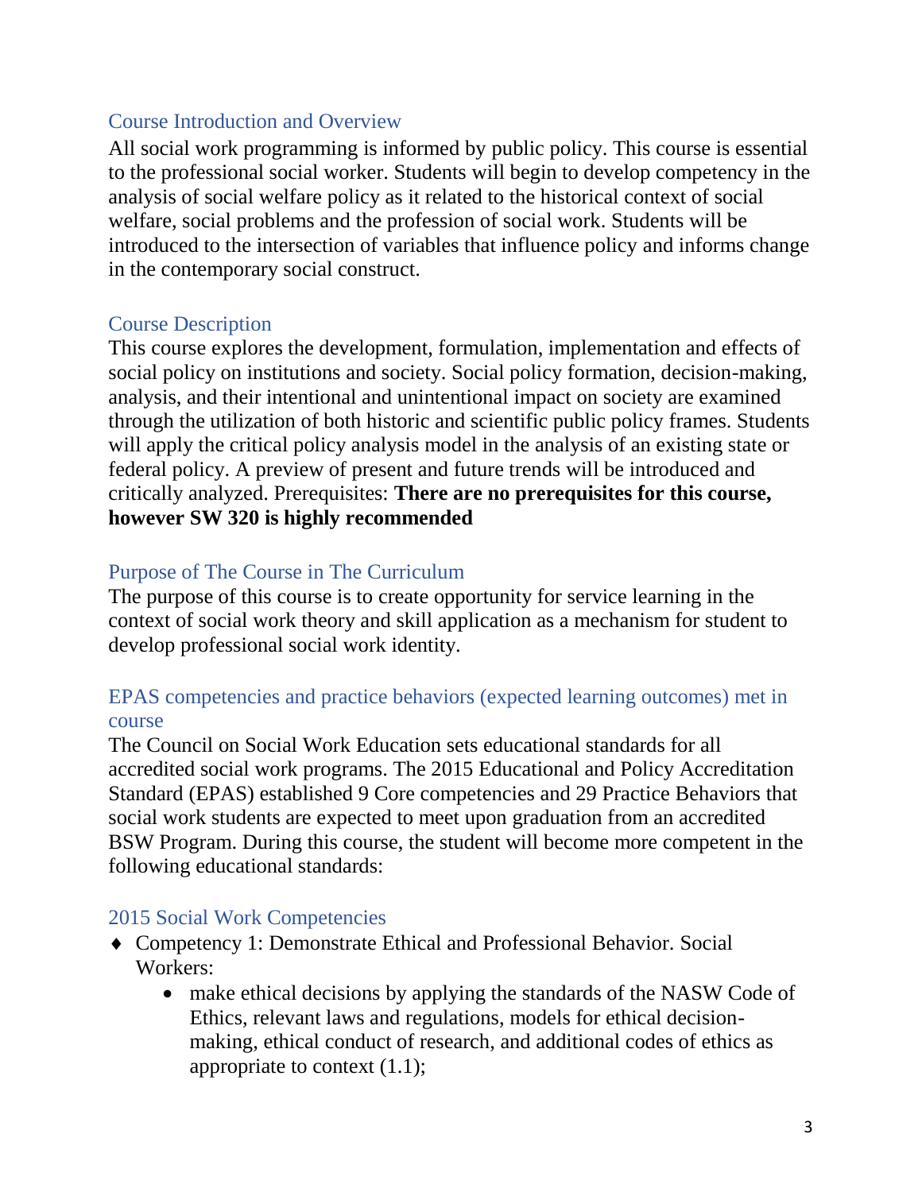## Course Introduction and Overview

All social work programming is informed by public policy. This course is essential to the professional social worker. Students will begin to develop competency in the analysis of social welfare policy as it related to the historical context of social welfare, social problems and the profession of social work. Students will be introduced to the intersection of variables that influence policy and informs change in the contemporary social construct.

## Course Description

This course explores the development, formulation, implementation and effects of social policy on institutions and society. Social policy formation, decision-making, analysis, and their intentional and unintentional impact on society are examined through the utilization of both historic and scientific public policy frames. Students will apply the critical policy analysis model in the analysis of an existing state or federal policy. A preview of present and future trends will be introduced and critically analyzed. Prerequisites: **There are no prerequisites for this course, however SW 320 is highly recommended**

## Purpose of The Course in The Curriculum

The purpose of this course is to create opportunity for service learning in the context of social work theory and skill application as a mechanism for student to develop professional social work identity.

## EPAS competencies and practice behaviors (expected learning outcomes) met in course

The Council on Social Work Education sets educational standards for all accredited social work programs. The 2015 Educational and Policy Accreditation Standard (EPAS) established 9 Core competencies and 29 Practice Behaviors that social work students are expected to meet upon graduation from an accredited BSW Program. During this course, the student will become more competent in the following educational standards:

## 2015 Social Work Competencies

- Competency 1: Demonstrate Ethical and Professional Behavior. Social Workers:
  - make ethical decisions by applying the standards of the NASW Code of Ethics, relevant laws and regulations, models for ethical decision-making, ethical conduct of research, and additional codes of ethics as appropriate to context (1.1);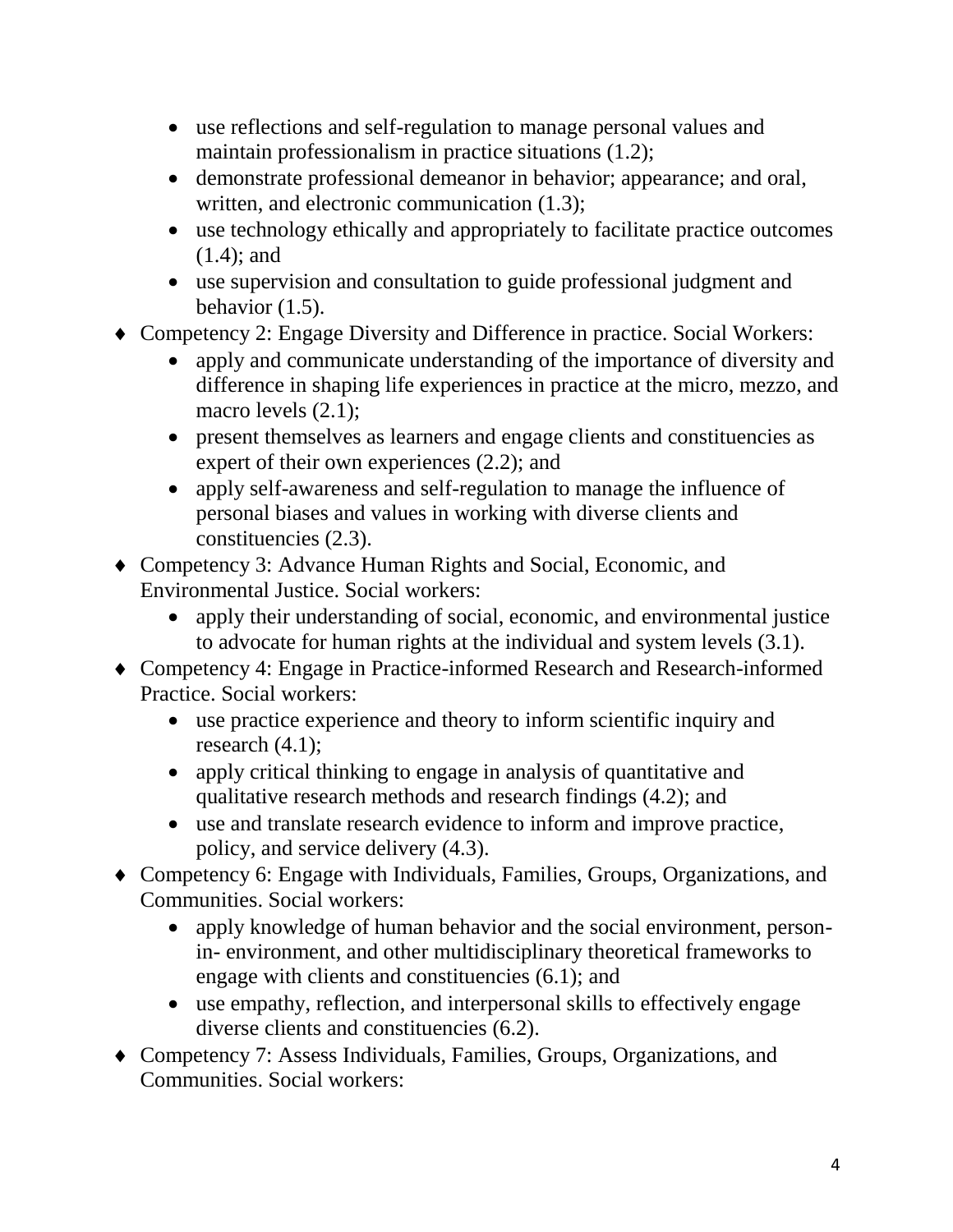- use reflections and self-regulation to manage personal values and maintain professionalism in practice situations (1.2);
  - demonstrate professional demeanor in behavior; appearance; and oral, written, and electronic communication (1.3);
  - use technology ethically and appropriately to facilitate practice outcomes (1.4); and
  - use supervision and consultation to guide professional judgment and behavior (1.5).
- Competency 2: Engage Diversity and Difference in practice. Social Workers:
  - apply and communicate understanding of the importance of diversity and difference in shaping life experiences in practice at the micro, mezzo, and macro levels (2.1);
  - present themselves as learners and engage clients and constituencies as expert of their own experiences (2.2); and
  - apply self-awareness and self-regulation to manage the influence of personal biases and values in working with diverse clients and constituencies (2.3).
- Competency 3: Advance Human Rights and Social, Economic, and Environmental Justice. Social workers:
  - apply their understanding of social, economic, and environmental justice to advocate for human rights at the individual and system levels (3.1).
- Competency 4: Engage in Practice-informed Research and Research-informed Practice. Social workers:
  - use practice experience and theory to inform scientific inquiry and research (4.1);
  - apply critical thinking to engage in analysis of quantitative and qualitative research methods and research findings (4.2); and
  - use and translate research evidence to inform and improve practice, policy, and service delivery (4.3).
- Competency 6: Engage with Individuals, Families, Groups, Organizations, and Communities. Social workers:
  - apply knowledge of human behavior and the social environment, person-in- environment, and other multidisciplinary theoretical frameworks to engage with clients and constituencies (6.1); and
  - use empathy, reflection, and interpersonal skills to effectively engage diverse clients and constituencies (6.2).
- Competency 7: Assess Individuals, Families, Groups, Organizations, and Communities. Social workers: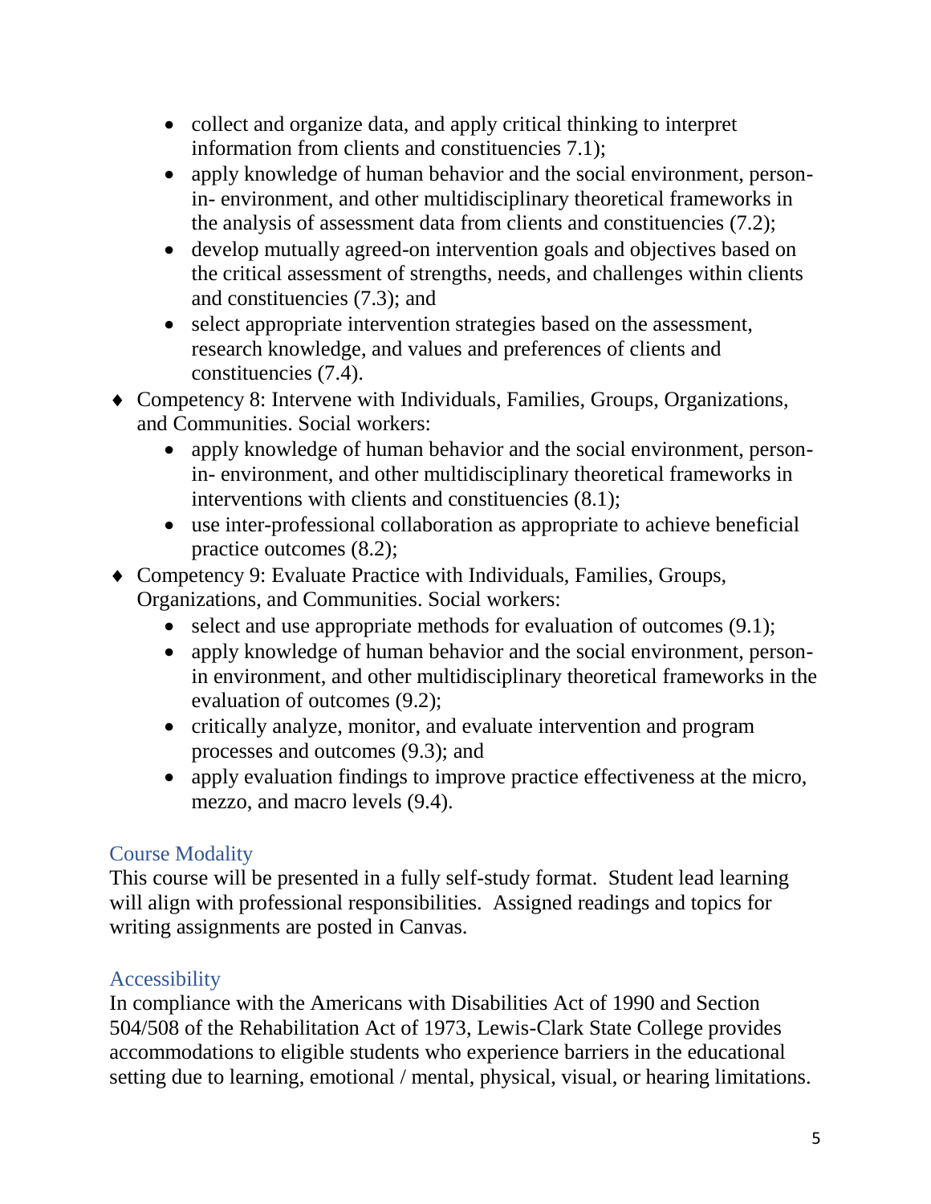- collect and organize data, and apply critical thinking to interpret information from clients and constituencies 7.1);
- apply knowledge of human behavior and the social environment, person-in- environment, and other multidisciplinary theoretical frameworks in the analysis of assessment data from clients and constituencies (7.2);
- develop mutually agreed-on intervention goals and objectives based on the critical assessment of strengths, needs, and challenges within clients and constituencies (7.3); and
- select appropriate intervention strategies based on the assessment, research knowledge, and values and preferences of clients and constituencies (7.4).

♦ Competency 8: Intervene with Individuals, Families, Groups, Organizations, and Communities. Social workers:

- apply knowledge of human behavior and the social environment, person-in- environment, and other multidisciplinary theoretical frameworks in interventions with clients and constituencies (8.1);
- use inter-professional collaboration as appropriate to achieve beneficial practice outcomes (8.2);

♦ Competency 9: Evaluate Practice with Individuals, Families, Groups, Organizations, and Communities. Social workers:

- select and use appropriate methods for evaluation of outcomes (9.1);
- apply knowledge of human behavior and the social environment, person-in environment, and other multidisciplinary theoretical frameworks in the evaluation of outcomes (9.2);
- critically analyze, monitor, and evaluate intervention and program processes and outcomes (9.3); and
- apply evaluation findings to improve practice effectiveness at the micro, mezzo, and macro levels (9.4).

## Course Modality

This course will be presented in a fully self-study format. Student lead learning will align with professional responsibilities. Assigned readings and topics for writing assignments are posted in Canvas.

## Accessibility

In compliance with the Americans with Disabilities Act of 1990 and Section 504/508 of the Rehabilitation Act of 1973, Lewis-Clark State College provides accommodations to eligible students who experience barriers in the educational setting due to learning, emotional / mental, physical, visual, or hearing limitations.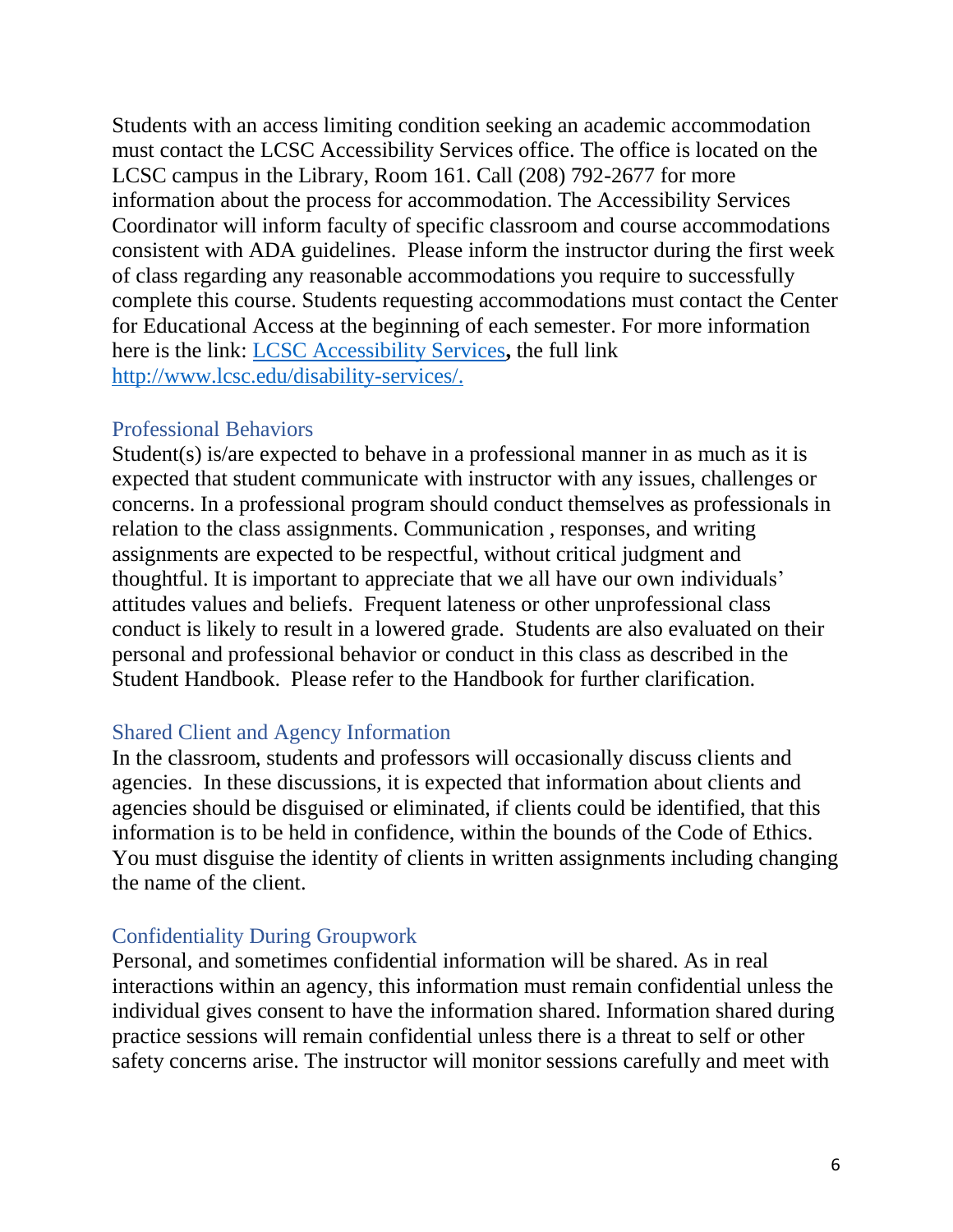Students with an access limiting condition seeking an academic accommodation must contact the LCSC Accessibility Services office. The office is located on the LCSC campus in the Library, Room 161. Call (208) 792-2677 for more information about the process for accommodation. The Accessibility Services Coordinator will inform faculty of specific classroom and course accommodations consistent with ADA guidelines. Please inform the instructor during the first week of class regarding any reasonable accommodations you require to successfully complete this course. Students requesting accommodations must contact the Center for Educational Access at the beginning of each semester. For more information here is the link: [LCSC Accessibility Services](http://www.lcsc.edu/disability-services/)**,** the full link [http://www.lcsc.edu/disability-services/.](http://www.lcsc.edu/disability-services/)

## Professional Behaviors

Student(s) is/are expected to behave in a professional manner in as much as it is expected that student communicate with instructor with any issues, challenges or concerns. In a professional program should conduct themselves as professionals in relation to the class assignments. Communication , responses, and writing assignments are expected to be respectful, without critical judgment and thoughtful. It is important to appreciate that we all have our own individuals' attitudes values and beliefs. Frequent lateness or other unprofessional class conduct is likely to result in a lowered grade. Students are also evaluated on their personal and professional behavior or conduct in this class as described in the Student Handbook. Please refer to the Handbook for further clarification.

## Shared Client and Agency Information

In the classroom, students and professors will occasionally discuss clients and agencies. In these discussions, it is expected that information about clients and agencies should be disguised or eliminated, if clients could be identified, that this information is to be held in confidence, within the bounds of the Code of Ethics. You must disguise the identity of clients in written assignments including changing the name of the client.

## Confidentiality During Groupwork

Personal, and sometimes confidential information will be shared. As in real interactions within an agency, this information must remain confidential unless the individual gives consent to have the information shared. Information shared during practice sessions will remain confidential unless there is a threat to self or other safety concerns arise. The instructor will monitor sessions carefully and meet with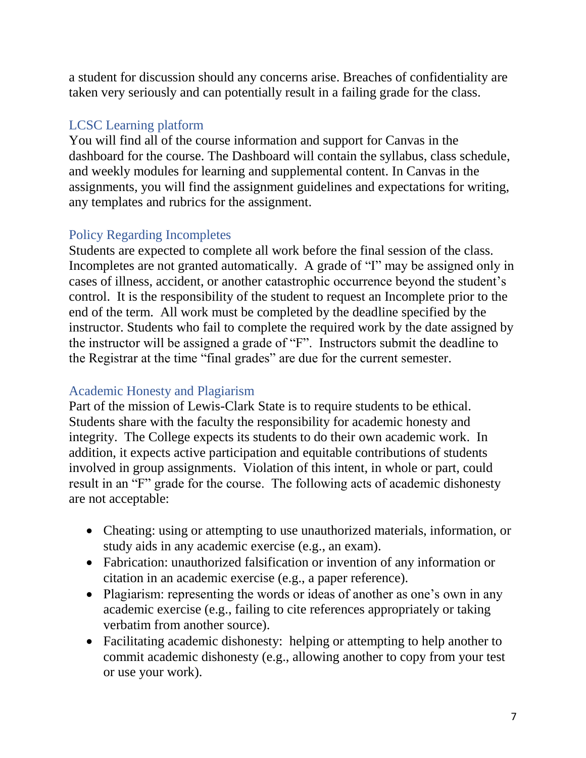a student for discussion should any concerns arise. Breaches of confidentiality are taken very seriously and can potentially result in a failing grade for the class.

## LCSC Learning platform

You will find all of the course information and support for Canvas in the dashboard for the course. The Dashboard will contain the syllabus, class schedule, and weekly modules for learning and supplemental content. In Canvas in the assignments, you will find the assignment guidelines and expectations for writing, any templates and rubrics for the assignment.

## Policy Regarding Incompletes

Students are expected to complete all work before the final session of the class. Incompletes are not granted automatically. A grade of "I" may be assigned only in cases of illness, accident, or another catastrophic occurrence beyond the student's control. It is the responsibility of the student to request an Incomplete prior to the end of the term. All work must be completed by the deadline specified by the instructor. Students who fail to complete the required work by the date assigned by the instructor will be assigned a grade of "F". Instructors submit the deadline to the Registrar at the time "final grades" are due for the current semester.

## Academic Honesty and Plagiarism

Part of the mission of Lewis-Clark State is to require students to be ethical. Students share with the faculty the responsibility for academic honesty and integrity. The College expects its students to do their own academic work. In addition, it expects active participation and equitable contributions of students involved in group assignments. Violation of this intent, in whole or part, could result in an "F" grade for the course. The following acts of academic dishonesty are not acceptable:

- Cheating: using or attempting to use unauthorized materials, information, or study aids in any academic exercise (e.g., an exam).
- Fabrication: unauthorized falsification or invention of any information or citation in an academic exercise (e.g., a paper reference).
- Plagiarism: representing the words or ideas of another as one's own in any academic exercise (e.g., failing to cite references appropriately or taking verbatim from another source).
- Facilitating academic dishonesty: helping or attempting to help another to commit academic dishonesty (e.g., allowing another to copy from your test or use your work).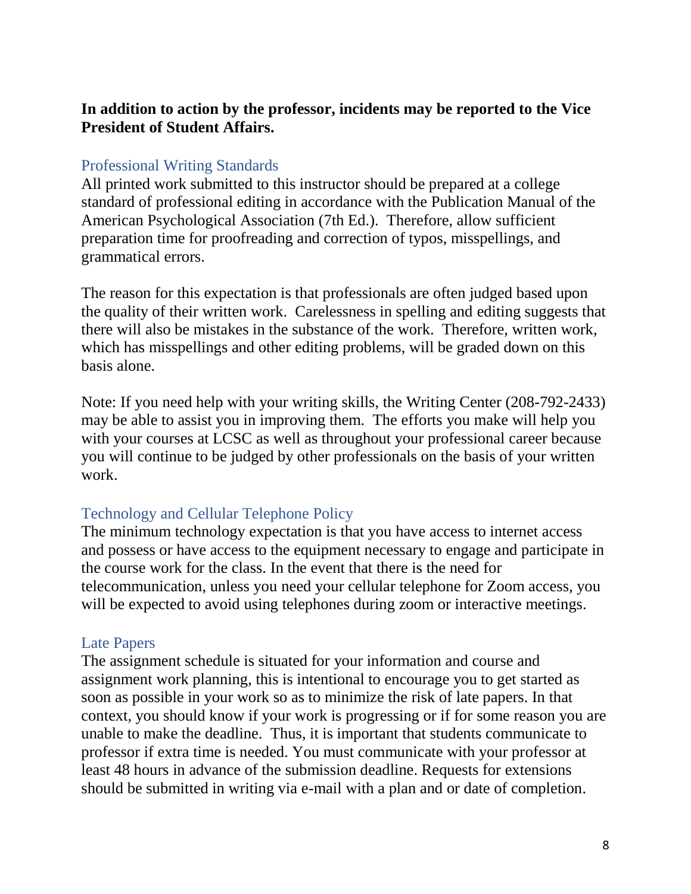**In addition to action by the professor, incidents may be reported to the Vice President of Student Affairs.**

## Professional Writing Standards

All printed work submitted to this instructor should be prepared at a college standard of professional editing in accordance with the Publication Manual of the American Psychological Association (7th Ed.). Therefore, allow sufficient preparation time for proofreading and correction of typos, misspellings, and grammatical errors.

The reason for this expectation is that professionals are often judged based upon the quality of their written work. Carelessness in spelling and editing suggests that there will also be mistakes in the substance of the work. Therefore, written work, which has misspellings and other editing problems, will be graded down on this basis alone.

Note: If you need help with your writing skills, the Writing Center (208-792-2433) may be able to assist you in improving them. The efforts you make will help you with your courses at LCSC as well as throughout your professional career because you will continue to be judged by other professionals on the basis of your written work.

## Technology and Cellular Telephone Policy

The minimum technology expectation is that you have access to internet access and possess or have access to the equipment necessary to engage and participate in the course work for the class. In the event that there is the need for telecommunication, unless you need your cellular telephone for Zoom access, you will be expected to avoid using telephones during zoom or interactive meetings.

## Late Papers

The assignment schedule is situated for your information and course and assignment work planning, this is intentional to encourage you to get started as soon as possible in your work so as to minimize the risk of late papers. In that context, you should know if your work is progressing or if for some reason you are unable to make the deadline. Thus, it is important that students communicate to professor if extra time is needed. You must communicate with your professor at least 48 hours in advance of the submission deadline. Requests for extensions should be submitted in writing via e-mail with a plan and or date of completion.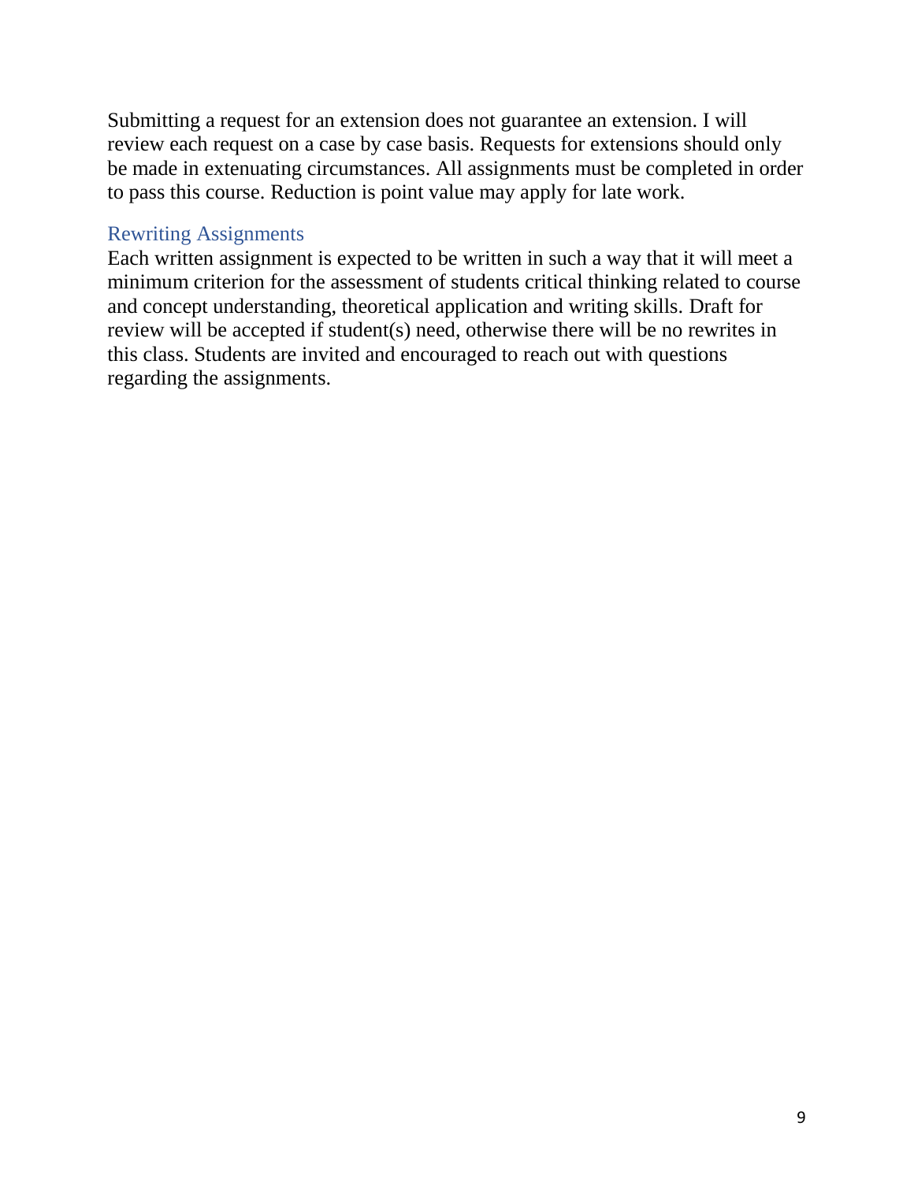Submitting a request for an extension does not guarantee an extension. I will review each request on a case by case basis. Requests for extensions should only be made in extenuating circumstances. All assignments must be completed in order to pass this course. Reduction is point value may apply for late work.

### Rewriting Assignments

Each written assignment is expected to be written in such a way that it will meet a minimum criterion for the assessment of students critical thinking related to course and concept understanding, theoretical application and writing skills. Draft for review will be accepted if student(s) need, otherwise there will be no rewrites in this class. Students are invited and encouraged to reach out with questions regarding the assignments.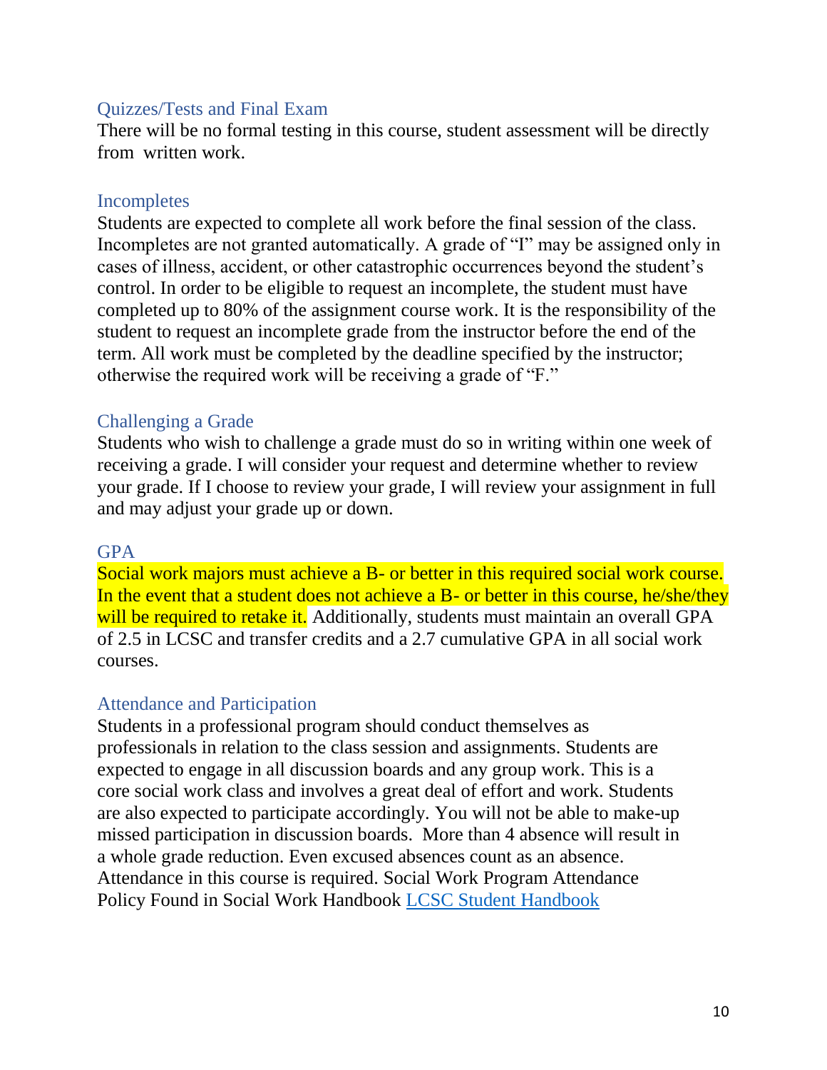### Quizzes/Tests and Final Exam

There will be no formal testing in this course, student assessment will be directly from written work.

### Incompletes

Students are expected to complete all work before the final session of the class. Incompletes are not granted automatically. A grade of "I" may be assigned only in cases of illness, accident, or other catastrophic occurrences beyond the student's control. In order to be eligible to request an incomplete, the student must have completed up to 80% of the assignment course work. It is the responsibility of the student to request an incomplete grade from the instructor before the end of the term. All work must be completed by the deadline specified by the instructor; otherwise the required work will be receiving a grade of "F."

### Challenging a Grade

Students who wish to challenge a grade must do so in writing within one week of receiving a grade. I will consider your request and determine whether to review your grade. If I choose to review your grade, I will review your assignment in full and may adjust your grade up or down.

### GPA

Social work majors must achieve a B- or better in this required social work course. In the event that a student does not achieve a B- or better in this course, he/she/they will be required to retake it. Additionally, students must maintain an overall GPA of 2.5 in LCSC and transfer credits and a 2.7 cumulative GPA in all social work courses.

### Attendance and Participation

Students in a professional program should conduct themselves as professionals in relation to the class session and assignments. Students are expected to engage in all discussion boards and any group work. This is a core social work class and involves a great deal of effort and work. Students are also expected to participate accordingly. You will not be able to make-up missed participation in discussion boards. More than 4 absence will result in a whole grade reduction. Even excused absences count as an absence. Attendance in this course is required. Social Work Program Attendance Policy Found in Social Work Handbook [LCSC Student Handbook]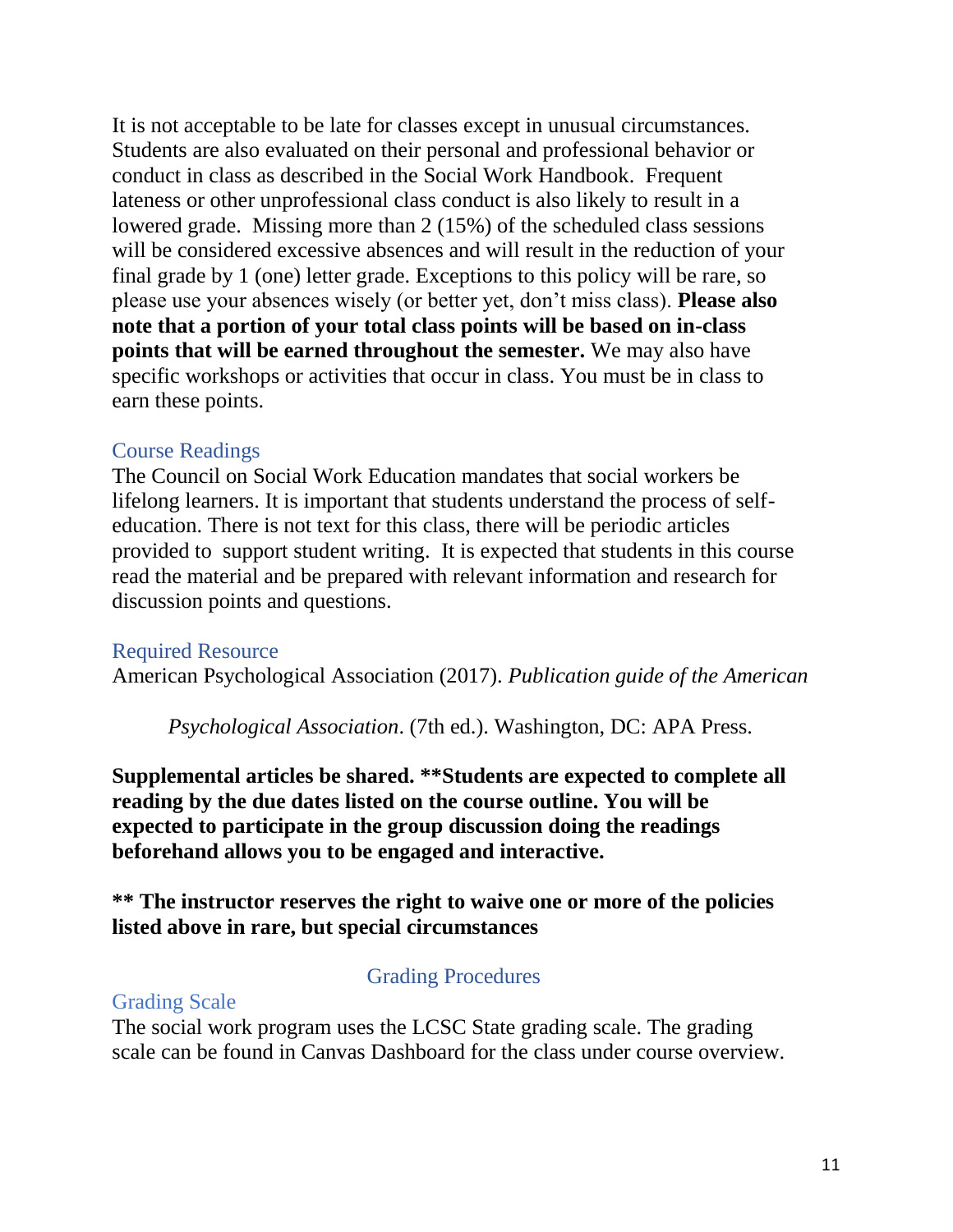It is not acceptable to be late for classes except in unusual circumstances. Students are also evaluated on their personal and professional behavior or conduct in class as described in the Social Work Handbook. Frequent lateness or other unprofessional class conduct is also likely to result in a lowered grade. Missing more than 2 (15%) of the scheduled class sessions will be considered excessive absences and will result in the reduction of your final grade by 1 (one) letter grade. Exceptions to this policy will be rare, so please use your absences wisely (or better yet, don't miss class). **Please also note that a portion of your total class points will be based on in-class points that will be earned throughout the semester.** We may also have specific workshops or activities that occur in class. You must be in class to earn these points.

### Course Readings

The Council on Social Work Education mandates that social workers be lifelong learners. It is important that students understand the process of self-education. There is not text for this class, there will be periodic articles provided to support student writing. It is expected that students in this course read the material and be prepared with relevant information and research for discussion points and questions.

### Required Resource

American Psychological Association (2017). *Publication guide of the American Psychological Association*. (7th ed.). Washington, DC: APA Press.

**Supplemental articles be shared. **Students are expected to complete all reading by the due dates listed on the course outline. You will be expected to participate in the group discussion doing the readings beforehand allows you to be engaged and interactive.**

**** The instructor reserves the right to waive one or more of the policies listed above in rare, but special circumstances**

## Grading Procedures

### Grading Scale

The social work program uses the LCSC State grading scale. The grading scale can be found in Canvas Dashboard for the class under course overview.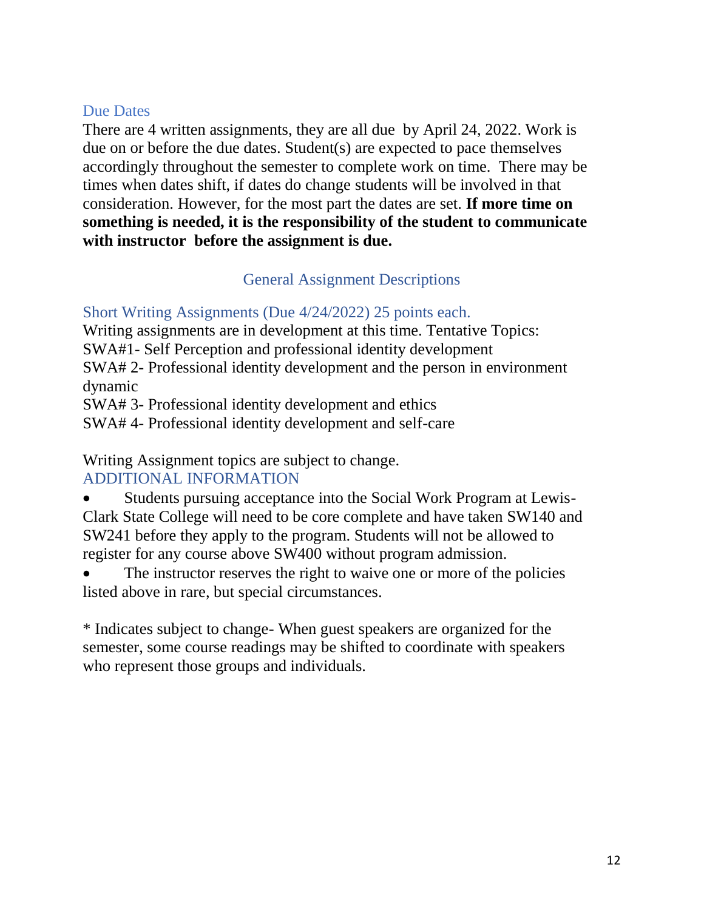## Due Dates

There are 4 written assignments, they are all due by April 24, 2022. Work is due on or before the due dates. Student(s) are expected to pace themselves accordingly throughout the semester to complete work on time. There may be times when dates shift, if dates do change students will be involved in that consideration. However, for the most part the dates are set. **If more time on something is needed, it is the responsibility of the student to communicate with instructor before the assignment is due.**

## General Assignment Descriptions

### Short Writing Assignments (Due 4/24/2022) 25 points each.

Writing assignments are in development at this time. Tentative Topics:
SWA#1- Self Perception and professional identity development
SWA# 2- Professional identity development and the person in environment dynamic
SWA# 3- Professional identity development and ethics
SWA# 4- Professional identity development and self-care

Writing Assignment topics are subject to change.

## ADDITIONAL INFORMATION

- Students pursuing acceptance into the Social Work Program at Lewis-Clark State College will need to be core complete and have taken SW140 and SW241 before they apply to the program. Students will not be allowed to register for any course above SW400 without program admission.
- The instructor reserves the right to waive one or more of the policies listed above in rare, but special circumstances.

* Indicates subject to change- When guest speakers are organized for the semester, some course readings may be shifted to coordinate with speakers who represent those groups and individuals.